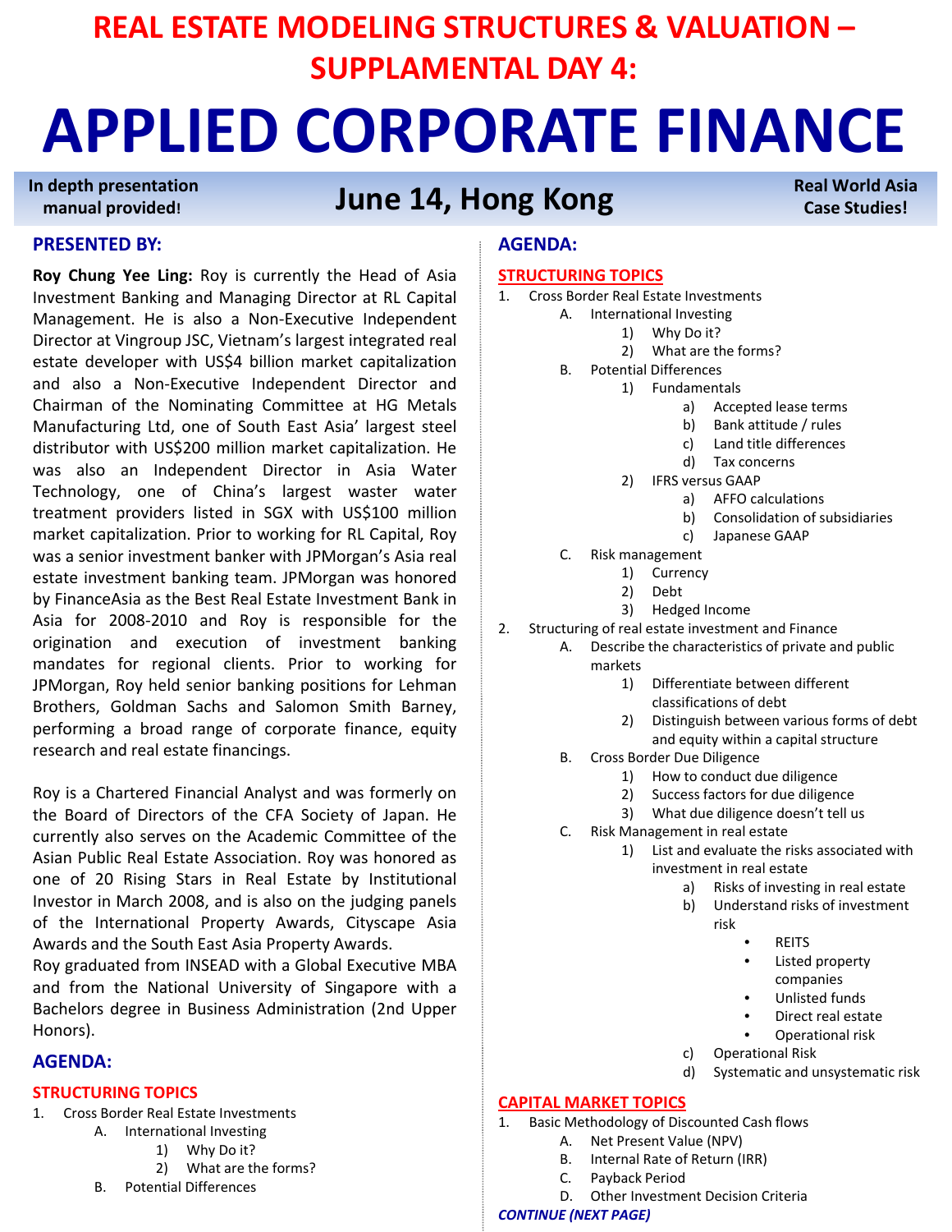# REAL ESTATE MODELING STRUCTURES & VALUATION – SUPPLAMENTAL DAY 4:

# APPLIED CORPORATE FINANCE

**In depth presentation manual provided!**

## June 14, Hong Kong

**Real World Asia Case Studies!**

## PRESENTED BY:

**Roy Chung Yee Ling:** Roy is currently the Head of Asia Investment Banking and Managing Director at RL Capital Management. He is also a Non-Executive Independent Director at Vingroup JSC, Vietnam's largest integrated real estate developer with US$4 billion market capitalization and also a Non-Executive Independent Director and Chairman of the Nominating Committee at HG Metals Manufacturing Ltd, one of South East Asia' largest steel distributor with US$200 million market capitalization. He was also an Independent Director in Asia Water Technology, one of China's largest waster water treatment providers listed in SGX with US$100 million market capitalization. Prior to working for RL Capital, Roy was a senior investment banker with JPMorgan's Asia real estate investment banking team. JPMorgan was honored by FinanceAsia as the Best Real Estate Investment Bank in Asia for 2008-2010 and Roy is responsible for the origination and execution of investment banking mandates for regional clients. Prior to working for JPMorgan, Roy held senior banking positions for Lehman Brothers, Goldman Sachs and Salomon Smith Barney, performing a broad range of corporate finance, equity research and real estate financings.

Roy is a Chartered Financial Analyst and was formerly on the Board of Directors of the CFA Society of Japan. He currently also serves on the Academic Committee of the Asian Public Real Estate Association. Roy was honored as one of 20 Rising Stars in Real Estate by Institutional Investor in March 2008, and is also on the judging panels of the International Property Awards, Cityscape Asia Awards and the South East Asia Property Awards.
Roy graduated from INSEAD with a Global Executive MBA and from the National University of Singapore with a Bachelors degree in Business Administration (2nd Upper Honors).

## AGENDA:

### STRUCTURING TOPICS

1. Cross Border Real Estate Investments
   - A. International Investing
     - 1) Why Do it?
     - 2) What are the forms?
   - B. Potential Differences

## AGENDA:

### STRUCTURING TOPICS

1. Cross Border Real Estate Investments
   - A. International Investing
     - 1) Why Do it?
     - 2) What are the forms?
   - B. Potential Differences
     - 1) Fundamentals
       - a) Accepted lease terms
       - b) Bank attitude / rules
       - c) Land title differences
       - d) Tax concerns
     - 2) IFRS versus GAAP
       - a) AFFO calculations
       - b) Consolidation of subsidiaries
       - c) Japanese GAAP
   - C. Risk management
     - 1) Currency
     - 2) Debt
     - 3) Hedged Income
2. Structuring of real estate investment and Finance
   - A. Describe the characteristics of private and public markets
     - 1) Differentiate between different classifications of debt
     - 2) Distinguish between various forms of debt and equity within a capital structure
   - B. Cross Border Due Diligence
     - 1) How to conduct due diligence
     - 2) Success factors for due diligence
     - 3) What due diligence doesn't tell us
   - C. Risk Management in real estate
     - 1) List and evaluate the risks associated with investment in real estate
       - a) Risks of investing in real estate
       - b) Understand risks of investment risk
         - REITS
         - Listed property companies
         - Unlisted funds
         - Direct real estate
         - Operational risk
       - c) Operational Risk
       - d) Systematic and unsystematic risk

### CAPITAL MARKET TOPICS

1. Basic Methodology of Discounted Cash flows
   - A. Net Present Value (NPV)
   - B. Internal Rate of Return (IRR)
   - C. Payback Period
   - D. Other Investment Decision Criteria

***CONTINUE (NEXT PAGE)***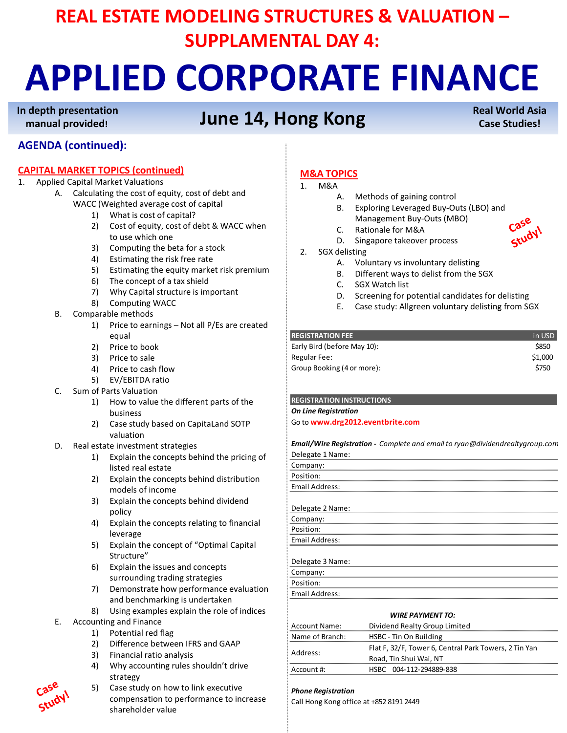# REAL ESTATE MODELING STRUCTURES & VALUATION – SUPPLAMENTAL DAY 4:

# APPLIED CORPORATE FINANCE

**In depth presentation manual provided!**

## June 14, Hong Kong

**Real World Asia Case Studies!**

## AGENDA (continued):

### CAPITAL MARKET TOPICS (continued)

1. Applied Capital Market Valuations
   - A. Calculating the cost of equity, cost of debt and WACC (Weighted average cost of capital
     1) What is cost of capital?
     2) Cost of equity, cost of debt & WACC when to use which one
     3) Computing the beta for a stock
     4) Estimating the risk free rate
     5) Estimating the equity market risk premium
     6) The concept of a tax shield
     7) Why Capital structure is important
     8) Computing WACC
   - B. Comparable methods
     1) Price to earnings – Not all P/Es are created equal
     2) Price to book
     3) Price to sale
     4) Price to cash flow
     5) EV/EBITDA ratio
   - C. Sum of Parts Valuation
     1) How to value the different parts of the business
     2) Case study based on CapitaLand SOTP valuation
   - D. Real estate investment strategies
     1) Explain the concepts behind the pricing of listed real estate
     2) Explain the concepts behind distribution models of income
     3) Explain the concepts behind dividend policy
     4) Explain the concepts relating to financial leverage
     5) Explain the concept of "Optimal Capital Structure"
     6) Explain the issues and concepts surrounding trading strategies
     7) Demonstrate how performance evaluation and benchmarking is undertaken
     8) Using examples explain the role of indices
   - E. Accounting and Finance
     1) Potential red flag
     2) Difference between IFRS and GAAP
     3) Financial ratio analysis
     4) Why accounting rules shouldn't drive strategy
     5) Case study on how to link executive compensation to performance to increase shareholder value

**Case Study!**

### M&A TOPICS

1. M&A
   - A. Methods of gaining control
   - B. Exploring Leveraged Buy-Outs (LBO) and Management Buy-Outs (MBO)
   - C. Rationale for M&A
   - D. Singapore takeover process

**Case Study!**

2. SGX delisting
   - A. Voluntary vs involuntary delisting
   - B. Different ways to delist from the SGX
   - C. SGX Watch list
   - D. Screening for potential candidates for delisting
   - E. Case study: Allgreen voluntary delisting from SGX

| REGISTRATION FEE | in USD |
|---|---|
| Early Bird (before May 10): | $850 |
| Regular Fee: | $1,000 |
| Group Booking (4 or more): | $750 |

**REGISTRATION INSTRUCTIONS**

***On Line Registration***

Go to **www.drg2012.eventbrite.com**

***Email/Wire Registration*** - *Complete and email to ryan@dividendrealtygroup.com*

Delegate 1 Name:
Company:
Position:
Email Address:

Delegate 2 Name:
Company:
Position:
Email Address:

Delegate 3 Name:
Company:
Position:
Email Address:

***WIRE PAYMENT TO:***

| | |
|---|---|
| Account Name: | Dividend Realty Group Limited |
| Name of Branch: | HSBC - Tin On Building |
| Address: | Flat F, 32/F, Tower 6, Central Park Towers, 2 Tin Yan Road, Tin Shui Wai, NT |
| Account #: | HSBC 004-112-294889-838 |

***Phone Registration***

Call Hong Kong office at +852 8191 2449